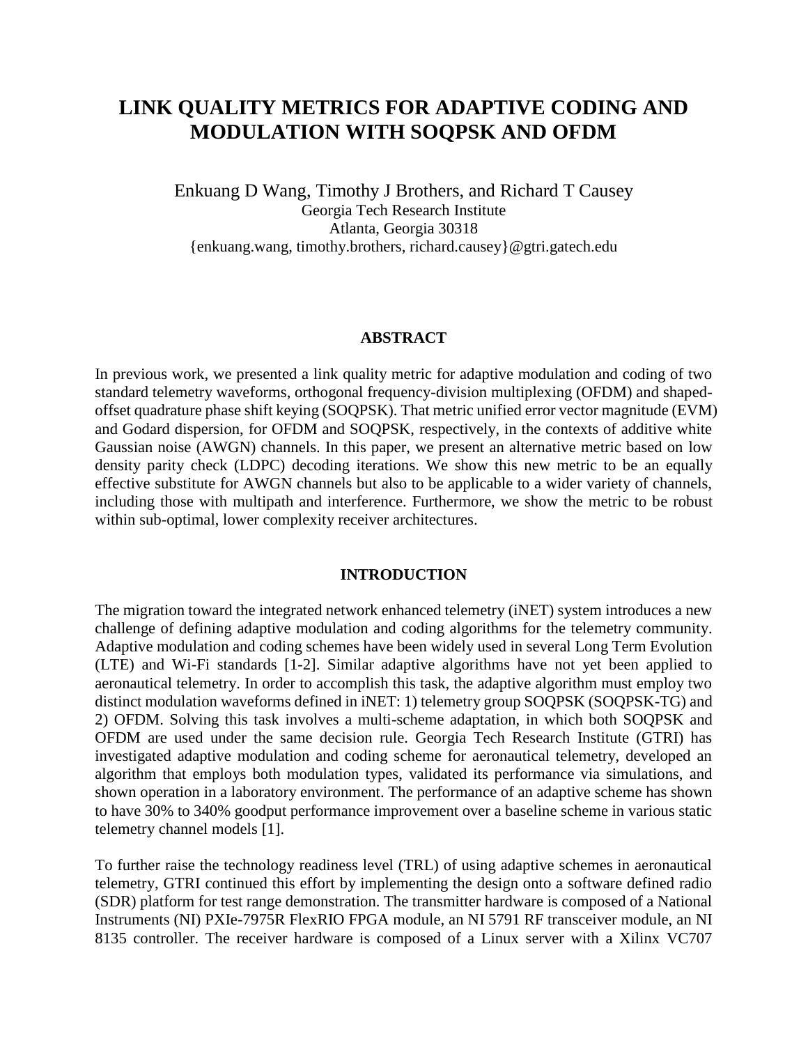# LINK QUALITY METRICS FOR ADAPTIVE CODING AND MODULATION WITH SOQPSK AND OFDM

Enkuang D Wang, Timothy J Brothers, and Richard T Causey
Georgia Tech Research Institute
Atlanta, Georgia 30318
{enkuang.wang, timothy.brothers, richard.causey}@gtri.gatech.edu

## ABSTRACT

In previous work, we presented a link quality metric for adaptive modulation and coding of two standard telemetry waveforms, orthogonal frequency-division multiplexing (OFDM) and shaped-offset quadrature phase shift keying (SOQPSK). That metric unified error vector magnitude (EVM) and Godard dispersion, for OFDM and SOQPSK, respectively, in the contexts of additive white Gaussian noise (AWGN) channels. In this paper, we present an alternative metric based on low density parity check (LDPC) decoding iterations. We show this new metric to be an equally effective substitute for AWGN channels but also to be applicable to a wider variety of channels, including those with multipath and interference. Furthermore, we show the metric to be robust within sub-optimal, lower complexity receiver architectures.

## INTRODUCTION

The migration toward the integrated network enhanced telemetry (iNET) system introduces a new challenge of defining adaptive modulation and coding algorithms for the telemetry community. Adaptive modulation and coding schemes have been widely used in several Long Term Evolution (LTE) and Wi-Fi standards [1-2]. Similar adaptive algorithms have not yet been applied to aeronautical telemetry. In order to accomplish this task, the adaptive algorithm must employ two distinct modulation waveforms defined in iNET: 1) telemetry group SOQPSK (SOQPSK-TG) and 2) OFDM. Solving this task involves a multi-scheme adaptation, in which both SOQPSK and OFDM are used under the same decision rule. Georgia Tech Research Institute (GTRI) has investigated adaptive modulation and coding scheme for aeronautical telemetry, developed an algorithm that employs both modulation types, validated its performance via simulations, and shown operation in a laboratory environment. The performance of an adaptive scheme has shown to have 30% to 340% goodput performance improvement over a baseline scheme in various static telemetry channel models [1].

To further raise the technology readiness level (TRL) of using adaptive schemes in aeronautical telemetry, GTRI continued this effort by implementing the design onto a software defined radio (SDR) platform for test range demonstration. The transmitter hardware is composed of a National Instruments (NI) PXIe-7975R FlexRIO FPGA module, an NI 5791 RF transceiver module, an NI 8135 controller. The receiver hardware is composed of a Linux server with a Xilinx VC707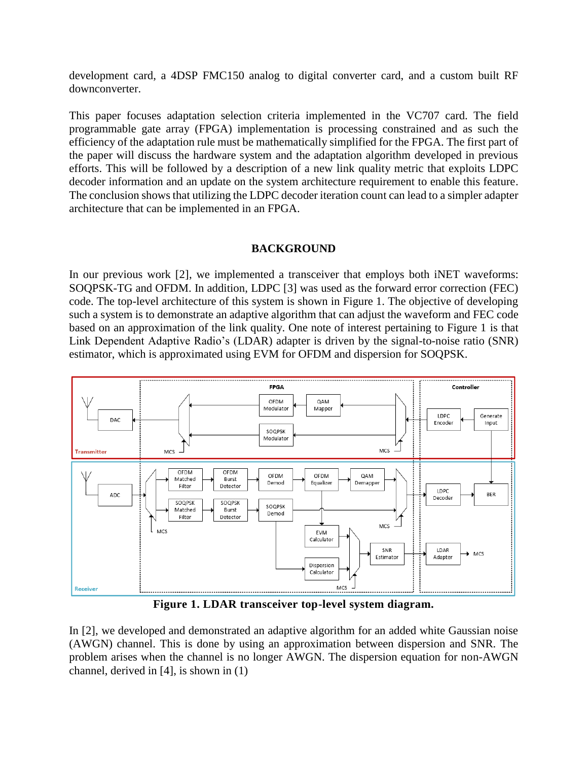development card, a 4DSP FMC150 analog to digital converter card, and a custom built RF downconverter.

This paper focuses adaptation selection criteria implemented in the VC707 card. The field programmable gate array (FPGA) implementation is processing constrained and as such the efficiency of the adaptation rule must be mathematically simplified for the FPGA. The first part of the paper will discuss the hardware system and the adaptation algorithm developed in previous efforts. This will be followed by a description of a new link quality metric that exploits LDPC decoder information and an update on the system architecture requirement to enable this feature. The conclusion shows that utilizing the LDPC decoder iteration count can lead to a simpler adapter architecture that can be implemented in an FPGA.

## BACKGROUND

In our previous work [2], we implemented a transceiver that employs both iNET waveforms: SOQPSK-TG and OFDM. In addition, LDPC [3] was used as the forward error correction (FEC) code. The top-level architecture of this system is shown in Figure 1. The objective of developing such a system is to demonstrate an adaptive algorithm that can adjust the waveform and FEC code based on an approximation of the link quality. One note of interest pertaining to Figure 1 is that Link Dependent Adaptive Radio's (LDAR) adapter is driven by the signal-to-noise ratio (SNR) estimator, which is approximated using EVM for OFDM and dispersion for SOQPSK.

**Figure 1. LDAR transceiver top-level system diagram.**

In [2], we developed and demonstrated an adaptive algorithm for an added white Gaussian noise (AWGN) channel. This is done by using an approximation between dispersion and SNR. The problem arises when the channel is no longer AWGN. The dispersion equation for non-AWGN channel, derived in [4], is shown in (1)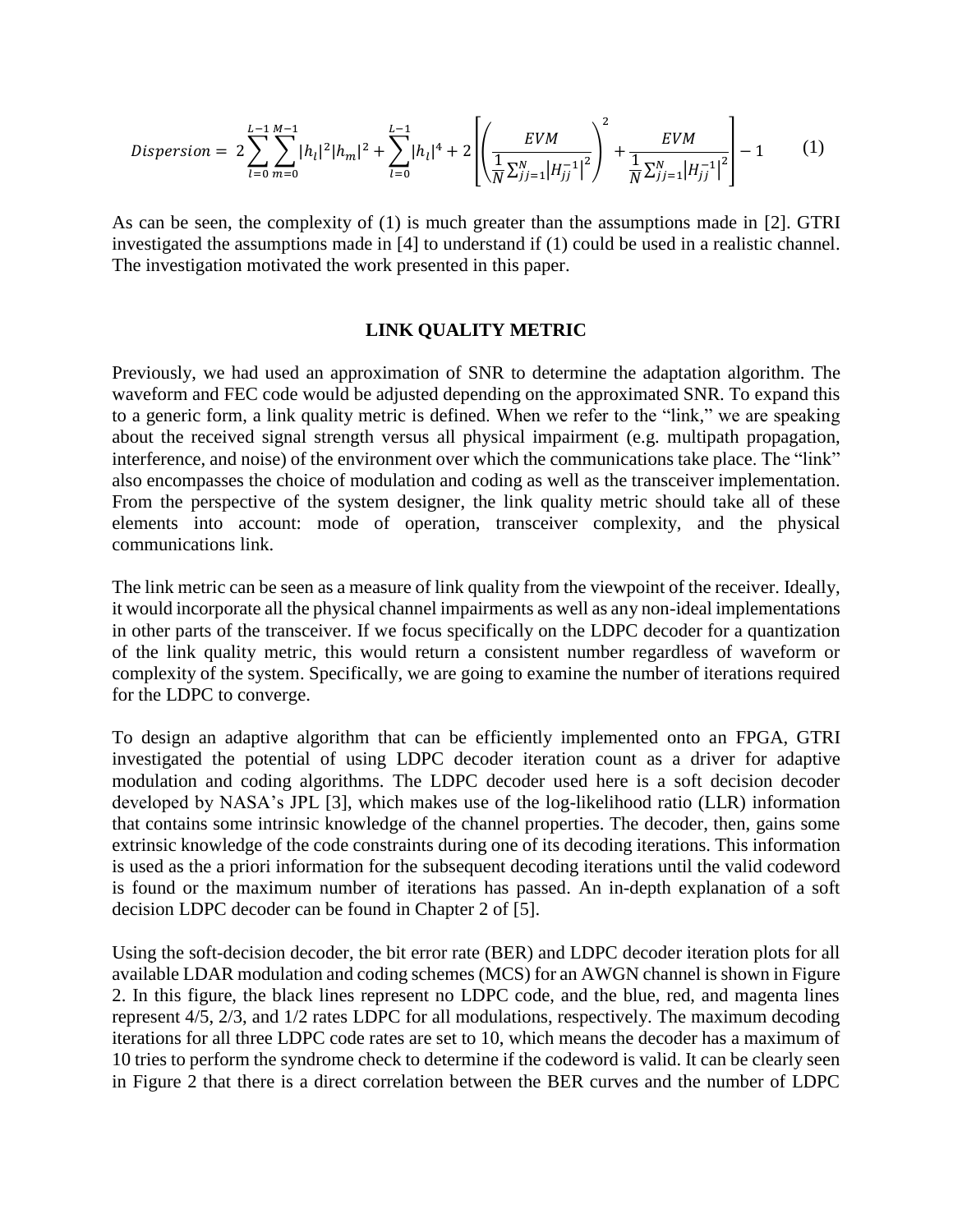$$Dispersion = 2\sum_{l=0}^{L-1}\sum_{m=0}^{M-1}|h_l|^2|h_m|^2 + \sum_{l=0}^{L-1}|h_l|^4 + 2\left[\left(\frac{EVM}{\frac{1}{N}\sum_{jj=1}^{N}|H_{jj}^{-1}|^2}\right)^2 + \frac{EVM}{\frac{1}{N}\sum_{jj=1}^{N}|H_{jj}^{-1}|^2}\right] - 1 \qquad (1)$$

As can be seen, the complexity of (1) is much greater than the assumptions made in [2]. GTRI investigated the assumptions made in [4] to understand if (1) could be used in a realistic channel. The investigation motivated the work presented in this paper.

## LINK QUALITY METRIC

Previously, we had used an approximation of SNR to determine the adaptation algorithm. The waveform and FEC code would be adjusted depending on the approximated SNR. To expand this to a generic form, a link quality metric is defined. When we refer to the "link," we are speaking about the received signal strength versus all physical impairment (e.g. multipath propagation, interference, and noise) of the environment over which the communications take place. The "link" also encompasses the choice of modulation and coding as well as the transceiver implementation. From the perspective of the system designer, the link quality metric should take all of these elements into account: mode of operation, transceiver complexity, and the physical communications link.

The link metric can be seen as a measure of link quality from the viewpoint of the receiver. Ideally, it would incorporate all the physical channel impairments as well as any non-ideal implementations in other parts of the transceiver. If we focus specifically on the LDPC decoder for a quantization of the link quality metric, this would return a consistent number regardless of waveform or complexity of the system. Specifically, we are going to examine the number of iterations required for the LDPC to converge.

To design an adaptive algorithm that can be efficiently implemented onto an FPGA, GTRI investigated the potential of using LDPC decoder iteration count as a driver for adaptive modulation and coding algorithms. The LDPC decoder used here is a soft decision decoder developed by NASA's JPL [3], which makes use of the log-likelihood ratio (LLR) information that contains some intrinsic knowledge of the channel properties. The decoder, then, gains some extrinsic knowledge of the code constraints during one of its decoding iterations. This information is used as the a priori information for the subsequent decoding iterations until the valid codeword is found or the maximum number of iterations has passed. An in-depth explanation of a soft decision LDPC decoder can be found in Chapter 2 of [5].

Using the soft-decision decoder, the bit error rate (BER) and LDPC decoder iteration plots for all available LDAR modulation and coding schemes (MCS) for an AWGN channel is shown in Figure 2. In this figure, the black lines represent no LDPC code, and the blue, red, and magenta lines represent 4/5, 2/3, and 1/2 rates LDPC for all modulations, respectively. The maximum decoding iterations for all three LDPC code rates are set to 10, which means the decoder has a maximum of 10 tries to perform the syndrome check to determine if the codeword is valid. It can be clearly seen in Figure 2 that there is a direct correlation between the BER curves and the number of LDPC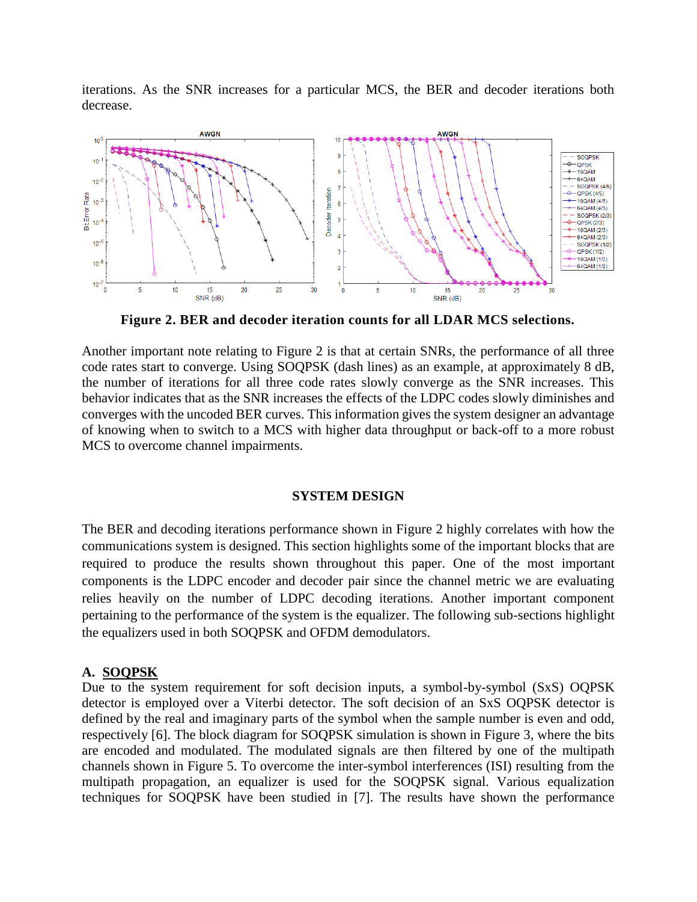iterations. As the SNR increases for a particular MCS, the BER and decoder iterations both decrease.

**Figure 2. BER and decoder iteration counts for all LDAR MCS selections.**

Another important note relating to Figure 2 is that at certain SNRs, the performance of all three code rates start to converge. Using SOQPSK (dash lines) as an example, at approximately 8 dB, the number of iterations for all three code rates slowly converge as the SNR increases. This behavior indicates that as the SNR increases the effects of the LDPC codes slowly diminishes and converges with the uncoded BER curves. This information gives the system designer an advantage of knowing when to switch to a MCS with higher data throughput or back-off to a more robust MCS to overcome channel impairments.

## SYSTEM DESIGN

The BER and decoding iterations performance shown in Figure 2 highly correlates with how the communications system is designed. This section highlights some of the important blocks that are required to produce the results shown throughout this paper. One of the most important components is the LDPC encoder and decoder pair since the channel metric we are evaluating relies heavily on the number of LDPC decoding iterations. Another important component pertaining to the performance of the system is the equalizer. The following sub-sections highlight the equalizers used in both SOQPSK and OFDM demodulators.

### A. SOQPSK

Due to the system requirement for soft decision inputs, a symbol-by-symbol (SxS) OQPSK detector is employed over a Viterbi detector. The soft decision of an SxS OQPSK detector is defined by the real and imaginary parts of the symbol when the sample number is even and odd, respectively [6]. The block diagram for SOQPSK simulation is shown in Figure 3, where the bits are encoded and modulated. The modulated signals are then filtered by one of the multipath channels shown in Figure 5. To overcome the inter-symbol interferences (ISI) resulting from the multipath propagation, an equalizer is used for the SOQPSK signal. Various equalization techniques for SOQPSK have been studied in [7]. The results have shown the performance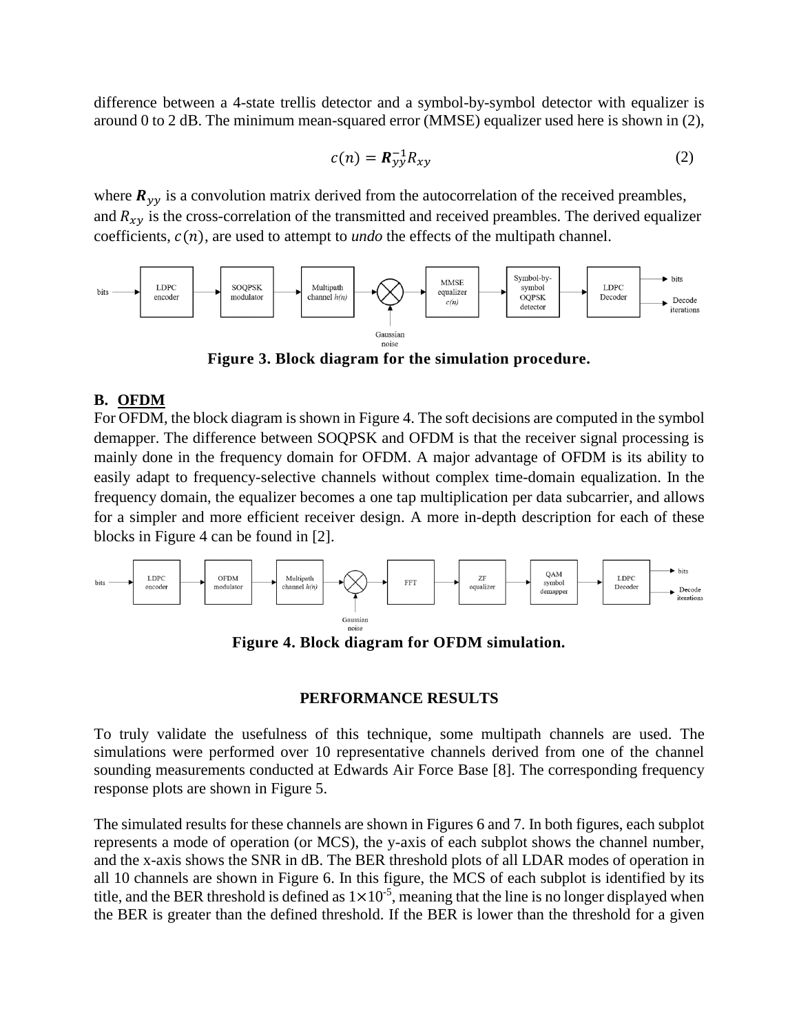difference between a 4-state trellis detector and a symbol-by-symbol detector with equalizer is around 0 to 2 dB. The minimum mean-squared error (MMSE) equalizer used here is shown in (2),

$$c(n) = \boldsymbol{R}_{yy}^{-1} R_{xy} \tag{2}$$

where $\boldsymbol{R}_{yy}$ is a convolution matrix derived from the autocorrelation of the received preambles, and $R_{xy}$ is the cross-correlation of the transmitted and received preambles. The derived equalizer coefficients, $c(n)$, are used to attempt to *undo* the effects of the multipath channel.

**Figure 3. Block diagram for the simulation procedure.**

## B. OFDM

For OFDM, the block diagram is shown in Figure 4. The soft decisions are computed in the symbol demapper. The difference between SOQPSK and OFDM is that the receiver signal processing is mainly done in the frequency domain for OFDM. A major advantage of OFDM is its ability to easily adapt to frequency-selective channels without complex time-domain equalization. In the frequency domain, the equalizer becomes a one tap multiplication per data subcarrier, and allows for a simpler and more efficient receiver design. A more in-depth description for each of these blocks in Figure 4 can be found in [2].

**Figure 4. Block diagram for OFDM simulation.**

## PERFORMANCE RESULTS

To truly validate the usefulness of this technique, some multipath channels are used. The simulations were performed over 10 representative channels derived from one of the channel sounding measurements conducted at Edwards Air Force Base [8]. The corresponding frequency response plots are shown in Figure 5.

The simulated results for these channels are shown in Figures 6 and 7. In both figures, each subplot represents a mode of operation (or MCS), the y-axis of each subplot shows the channel number, and the x-axis shows the SNR in dB. The BER threshold plots of all LDAR modes of operation in all 10 channels are shown in Figure 6. In this figure, the MCS of each subplot is identified by its title, and the BER threshold is defined as $1 \times 10^{-5}$, meaning that the line is no longer displayed when the BER is greater than the defined threshold. If the BER is lower than the threshold for a given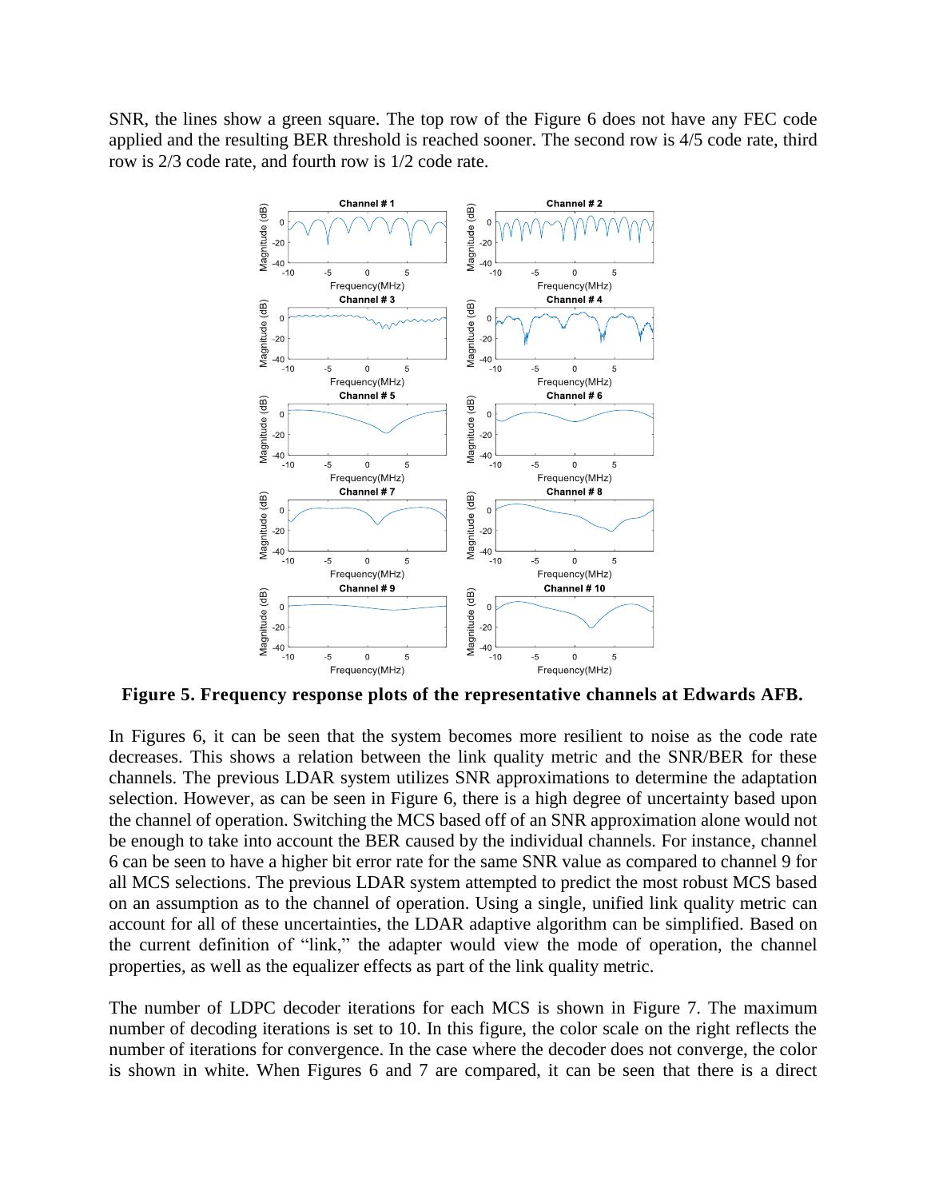SNR, the lines show a green square. The top row of the Figure 6 does not have any FEC code applied and the resulting BER threshold is reached sooner. The second row is 4/5 code rate, third row is 2/3 code rate, and fourth row is 1/2 code rate.

**Figure 5. Frequency response plots of the representative channels at Edwards AFB.**

In Figures 6, it can be seen that the system becomes more resilient to noise as the code rate decreases. This shows a relation between the link quality metric and the SNR/BER for these channels. The previous LDAR system utilizes SNR approximations to determine the adaptation selection. However, as can be seen in Figure 6, there is a high degree of uncertainty based upon the channel of operation. Switching the MCS based off of an SNR approximation alone would not be enough to take into account the BER caused by the individual channels. For instance, channel 6 can be seen to have a higher bit error rate for the same SNR value as compared to channel 9 for all MCS selections. The previous LDAR system attempted to predict the most robust MCS based on an assumption as to the channel of operation. Using a single, unified link quality metric can account for all of these uncertainties, the LDAR adaptive algorithm can be simplified. Based on the current definition of "link," the adapter would view the mode of operation, the channel properties, as well as the equalizer effects as part of the link quality metric.

The number of LDPC decoder iterations for each MCS is shown in Figure 7. The maximum number of decoding iterations is set to 10. In this figure, the color scale on the right reflects the number of iterations for convergence. In the case where the decoder does not converge, the color is shown in white. When Figures 6 and 7 are compared, it can be seen that there is a direct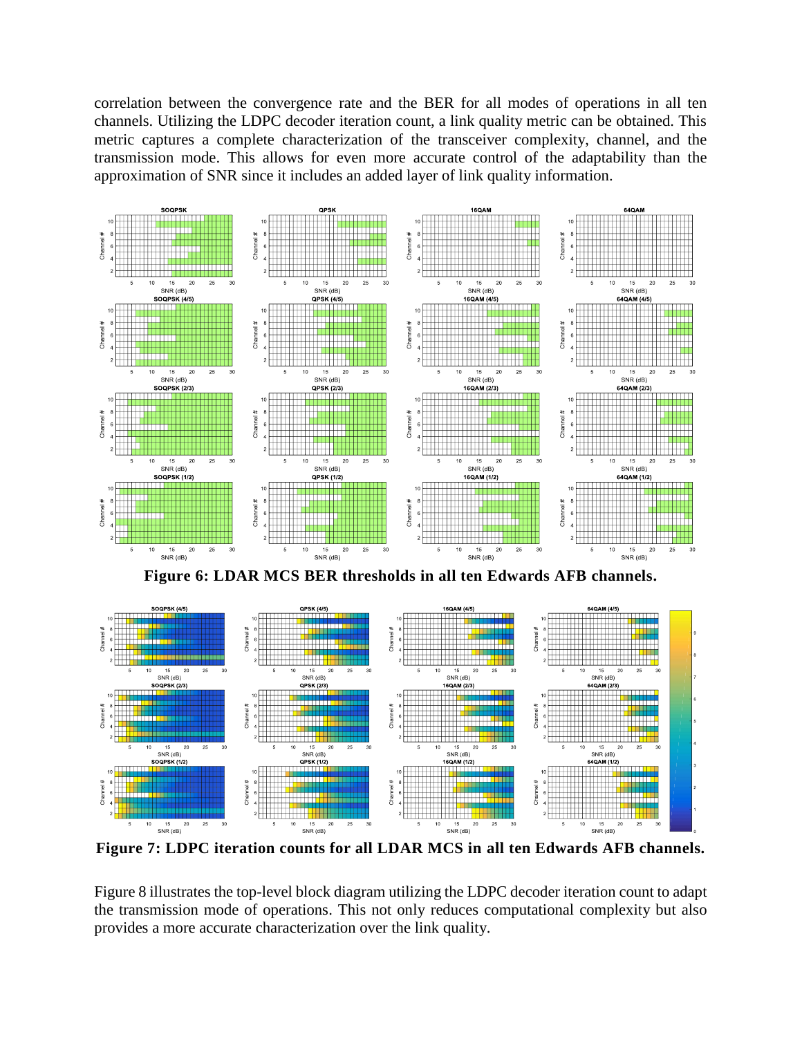correlation between the convergence rate and the BER for all modes of operations in all ten channels. Utilizing the LDPC decoder iteration count, a link quality metric can be obtained. This metric captures a complete characterization of the transceiver complexity, channel, and the transmission mode. This allows for even more accurate control of the adaptability than the approximation of SNR since it includes an added layer of link quality information.

**Figure 6: LDAR MCS BER thresholds in all ten Edwards AFB channels.**

**Figure 7: LDPC iteration counts for all LDAR MCS in all ten Edwards AFB channels.**

Figure 8 illustrates the top-level block diagram utilizing the LDPC decoder iteration count to adapt the transmission mode of operations. This not only reduces computational complexity but also provides a more accurate characterization over the link quality.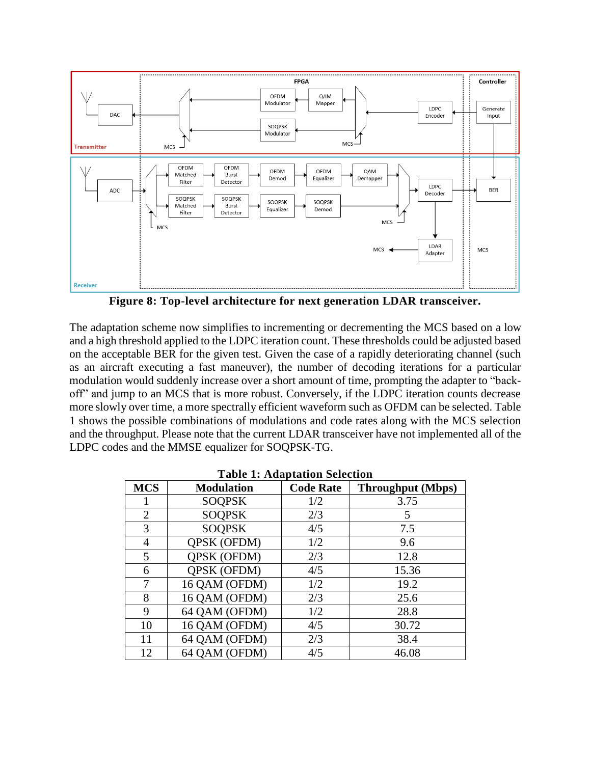**Figure 8: Top-level architecture for next generation LDAR transceiver.**

The adaptation scheme now simplifies to incrementing or decrementing the MCS based on a low and a high threshold applied to the LDPC iteration count. These thresholds could be adjusted based on the acceptable BER for the given test. Given the case of a rapidly deteriorating channel (such as an aircraft executing a fast maneuver), the number of decoding iterations for a particular modulation would suddenly increase over a short amount of time, prompting the adapter to "back-off" and jump to an MCS that is more robust. Conversely, if the LDPC iteration counts decrease more slowly over time, a more spectrally efficient waveform such as OFDM can be selected. Table 1 shows the possible combinations of modulations and code rates along with the MCS selection and the throughput. Please note that the current LDAR transceiver have not implemented all of the LDPC codes and the MMSE equalizer for SOQPSK-TG.

**Table 1: Adaptation Selection**

| MCS | Modulation | Code Rate | Throughput (Mbps) |
|---|---|---|---|
| 1 | SOQPSK | 1/2 | 3.75 |
| 2 | SOQPSK | 2/3 | 5 |
| 3 | SOQPSK | 4/5 | 7.5 |
| 4 | QPSK (OFDM) | 1/2 | 9.6 |
| 5 | QPSK (OFDM) | 2/3 | 12.8 |
| 6 | QPSK (OFDM) | 4/5 | 15.36 |
| 7 | 16 QAM (OFDM) | 1/2 | 19.2 |
| 8 | 16 QAM (OFDM) | 2/3 | 25.6 |
| 9 | 64 QAM (OFDM) | 1/2 | 28.8 |
| 10 | 16 QAM (OFDM) | 4/5 | 30.72 |
| 11 | 64 QAM (OFDM) | 2/3 | 38.4 |
| 12 | 64 QAM (OFDM) | 4/5 | 46.08 |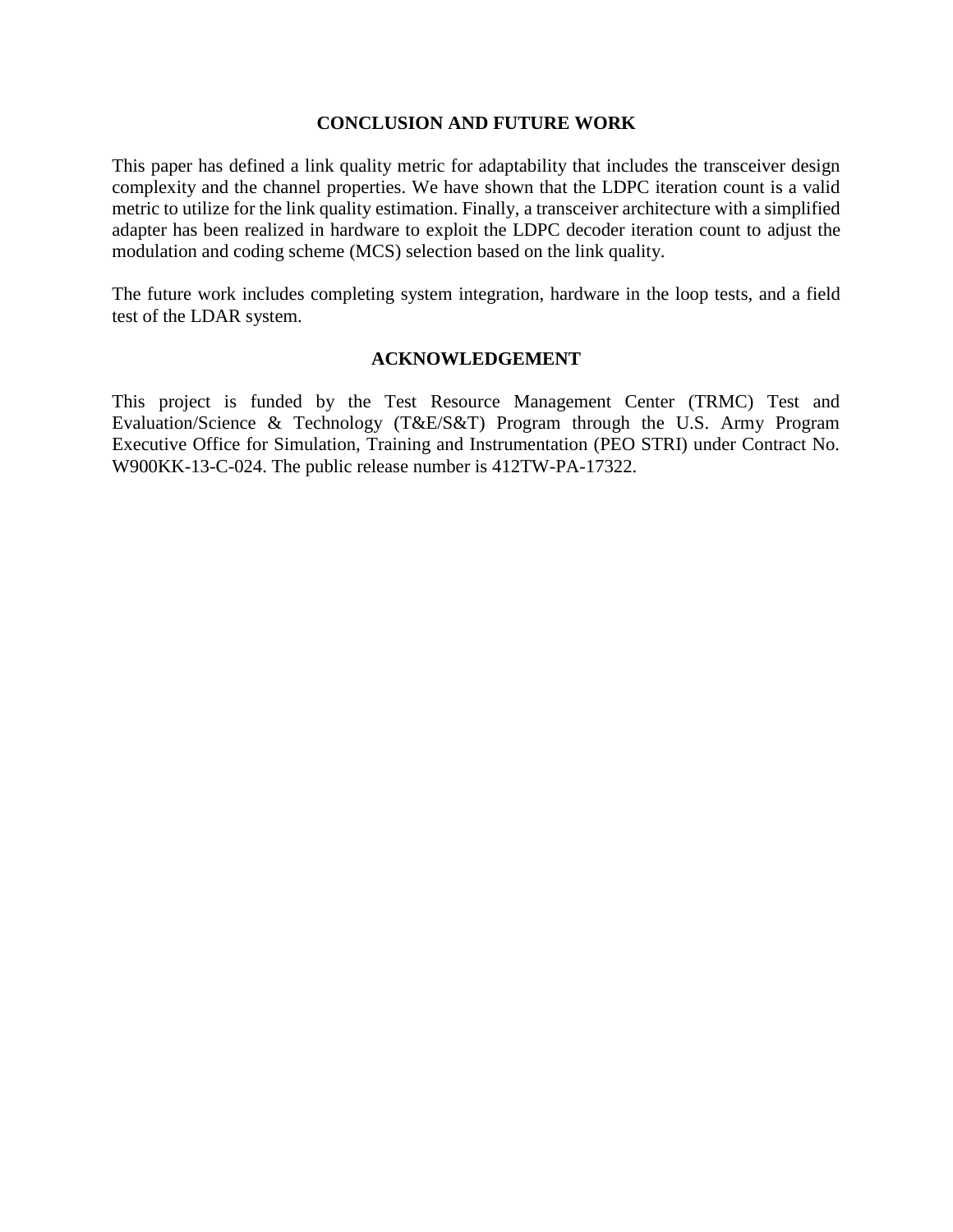## CONCLUSION AND FUTURE WORK

This paper has defined a link quality metric for adaptability that includes the transceiver design complexity and the channel properties. We have shown that the LDPC iteration count is a valid metric to utilize for the link quality estimation. Finally, a transceiver architecture with a simplified adapter has been realized in hardware to exploit the LDPC decoder iteration count to adjust the modulation and coding scheme (MCS) selection based on the link quality.

The future work includes completing system integration, hardware in the loop tests, and a field test of the LDAR system.

## ACKNOWLEDGEMENT

This project is funded by the Test Resource Management Center (TRMC) Test and Evaluation/Science & Technology (T&E/S&T) Program through the U.S. Army Program Executive Office for Simulation, Training and Instrumentation (PEO STRI) under Contract No. W900KK-13-C-024. The public release number is 412TW-PA-17322.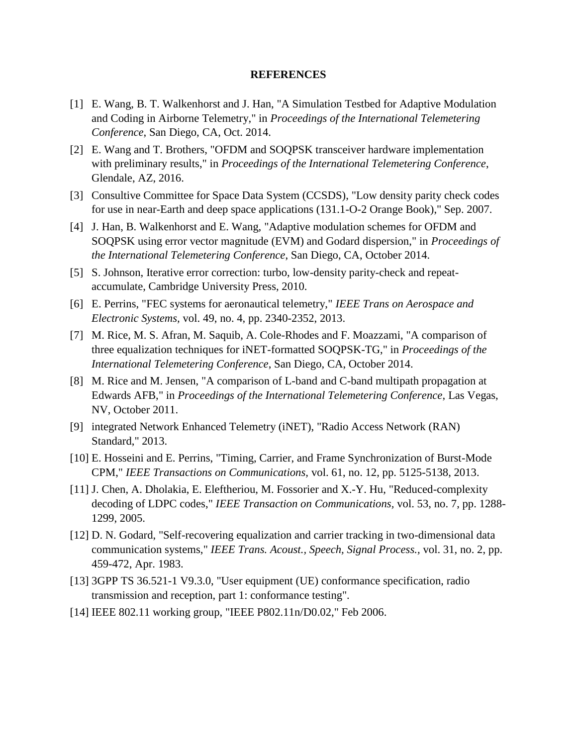## REFERENCES

[1] E. Wang, B. T. Walkenhorst and J. Han, "A Simulation Testbed for Adaptive Modulation and Coding in Airborne Telemetry," in *Proceedings of the International Telemetering Conference*, San Diego, CA, Oct. 2014.

[2] E. Wang and T. Brothers, "OFDM and SOQPSK transceiver hardware implementation with preliminary results," in *Proceedings of the International Telemetering Conference*, Glendale, AZ, 2016.

[3] Consultive Committee for Space Data System (CCSDS), "Low density parity check codes for use in near-Earth and deep space applications (131.1-O-2 Orange Book)," Sep. 2007.

[4] J. Han, B. Walkenhorst and E. Wang, "Adaptive modulation schemes for OFDM and SOQPSK using error vector magnitude (EVM) and Godard dispersion," in *Proceedings of the International Telemetering Conference*, San Diego, CA, October 2014.

[5] S. Johnson, Iterative error correction: turbo, low-density parity-check and repeat-accumulate, Cambridge University Press, 2010.

[6] E. Perrins, "FEC systems for aeronautical telemetry," *IEEE Trans on Aerospace and Electronic Systems,* vol. 49, no. 4, pp. 2340-2352, 2013.

[7] M. Rice, M. S. Afran, M. Saquib, A. Cole-Rhodes and F. Moazzami, "A comparison of three equalization techniques for iNET-formatted SOQPSK-TG," in *Proceedings of the International Telemetering Conference*, San Diego, CA, October 2014.

[8] M. Rice and M. Jensen, "A comparison of L-band and C-band multipath propagation at Edwards AFB," in *Proceedings of the International Telemetering Conference*, Las Vegas, NV, October 2011.

[9] integrated Network Enhanced Telemetry (iNET), "Radio Access Network (RAN) Standard," 2013.

[10] E. Hosseini and E. Perrins, "Timing, Carrier, and Frame Synchronization of Burst-Mode CPM," *IEEE Transactions on Communications,* vol. 61, no. 12, pp. 5125-5138, 2013.

[11] J. Chen, A. Dholakia, E. Eleftheriou, M. Fossorier and X.-Y. Hu, "Reduced-complexity decoding of LDPC codes," *IEEE Transaction on Communications,* vol. 53, no. 7, pp. 1288-1299, 2005.

[12] D. N. Godard, "Self-recovering equalization and carrier tracking in two-dimensional data communication systems," *IEEE Trans. Acoust., Speech, Signal Process.,* vol. 31, no. 2, pp. 459-472, Apr. 1983.

[13] 3GPP TS 36.521-1 V9.3.0, "User equipment (UE) conformance specification, radio transmission and reception, part 1: conformance testing".

[14] IEEE 802.11 working group, "IEEE P802.11n/D0.02," Feb 2006.